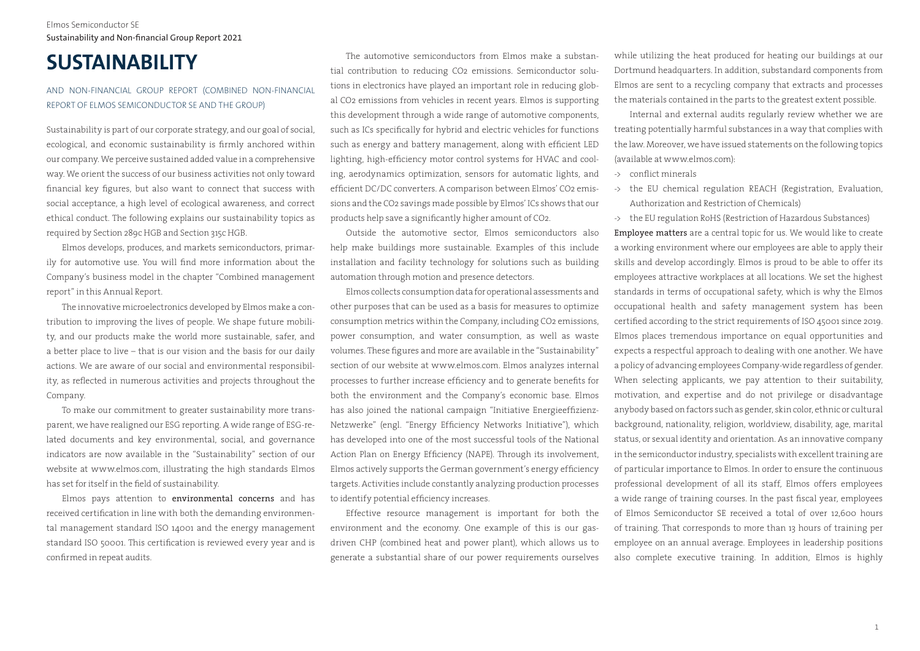# SUSTAINABILITY

AND NON-FINANCIAL GROUP REPORT (COMBINED NON-FINANCIAL REPORT OF ELMOS SEMICONDUCTOR SE AND THE GROUP)

Sustainability is part of our corporate strategy, and our goal of social, ecological, and economic sustainability is firmly anchored within our company. We perceive sustained added value in a comprehensive way. We orient the success of our business activities not only toward financial key figures, but also want to connect that success with social acceptance, a high level of ecological awareness, and correct ethical conduct. The following explains our sustainability topics as required by Section 289c HGB and Section 315c HGB.

Elmos develops, produces, and markets semiconductors, primarily for automotive use. You will find more information about the Company's business model in the chapter "Combined management report" in this Annual Report.

The innovative microelectronics developed by Elmos make a contribution to improving the lives of people. We shape future mobility, and our products make the world more sustainable, safer, and a better place to live – that is our vision and the basis for our daily actions. We are aware of our social and environmental responsibility, as reflected in numerous activities and projects throughout the Company.

To make our commitment to greater sustainability more transparent, we have realigned our ESG reporting. A wide range of ESG-related documents and key environmental, social, and governance indicators are now available in the "Sustainability" section of our website at www.elmos.com, illustrating the high standards Elmos has set for itself in the field of sustainability.

Elmos pays attention to **environmental concerns** and has received certification in line with both the demanding environmental management standard ISO 14001 and the energy management standard ISO 50001. This certification is reviewed every year and is confirmed in repeat audits.

The automotive semiconductors from Elmos make a substantial contribution to reducing $CO_2$ emissions. Semiconductor solutions in electronics have played an important role in reducing global $CO_2$ emissions from vehicles in recent years. Elmos is supporting this development through a wide range of automotive components, such as ICs specifically for hybrid and electric vehicles for functions such as energy and battery management, along with efficient LED lighting, high-efficiency motor control systems for HVAC and cooling, aerodynamics optimization, sensors for automatic lights, and efficient DC/DC converters. A comparison between Elmos' $CO_2$ emissions and the $CO_2$ savings made possible by Elmos' ICs shows that our products help save a significantly higher amount of $CO_2$.

Outside the automotive sector, Elmos semiconductors also help make buildings more sustainable. Examples of this include installation and facility technology for solutions such as building automation through motion and presence detectors.

Elmos collects consumption data for operational assessments and other purposes that can be used as a basis for measures to optimize consumption metrics within the Company, including $CO_2$ emissions, power consumption, and water consumption, as well as waste volumes. These figures and more are available in the "Sustainability" section of our website at www.elmos.com. Elmos analyzes internal processes to further increase efficiency and to generate benefits for both the environment and the Company's economic base. Elmos has also joined the national campaign "Initiative Energieeffizienz-Netzwerke" (engl. "Energy Efficiency Networks Initiative"), which has developed into one of the most successful tools of the National Action Plan on Energy Efficiency (NAPE). Through its involvement, Elmos actively supports the German government's energy efficiency targets. Activities include constantly analyzing production processes to identify potential efficiency increases.

Effective resource management is important for both the environment and the economy. One example of this is our gas-driven CHP (combined heat and power plant), which allows us to generate a substantial share of our power requirements ourselves while utilizing the heat produced for heating our buildings at our Dortmund headquarters. In addition, substandard components from Elmos are sent to a recycling company that extracts and processes the materials contained in the parts to the greatest extent possible.

Internal and external audits regularly review whether we are treating potentially harmful substances in a way that complies with the law. Moreover, we have issued statements on the following topics (available at www.elmos.com):

- conflict minerals
- the EU chemical regulation REACH (Registration, Evaluation, Authorization and Restriction of Chemicals)
- the EU regulation RoHS (Restriction of Hazardous Substances)

**Employee matters** are a central topic for us. We would like to create a working environment where our employees are able to apply their skills and develop accordingly. Elmos is proud to be able to offer its employees attractive workplaces at all locations. We set the highest standards in terms of occupational safety, which is why the Elmos occupational health and safety management system has been certified according to the strict requirements of ISO 45001 since 2019. Elmos places tremendous importance on equal opportunities and expects a respectful approach to dealing with one another. We have a policy of advancing employees Company-wide regardless of gender. When selecting applicants, we pay attention to their suitability, motivation, and expertise and do not privilege or disadvantage anybody based on factors such as gender, skin color, ethnic or cultural background, nationality, religion, worldview, disability, age, marital status, or sexual identity and orientation. As an innovative company in the semiconductor industry, specialists with excellent training are of particular importance to Elmos. In order to ensure the continuous professional development of all its staff, Elmos offers employees a wide range of training courses. In the past fiscal year, employees of Elmos Semiconductor SE received a total of over 12,600 hours of training. That corresponds to more than 13 hours of training per employee on an annual average. Employees in leadership positions also complete executive training. In addition, Elmos is highly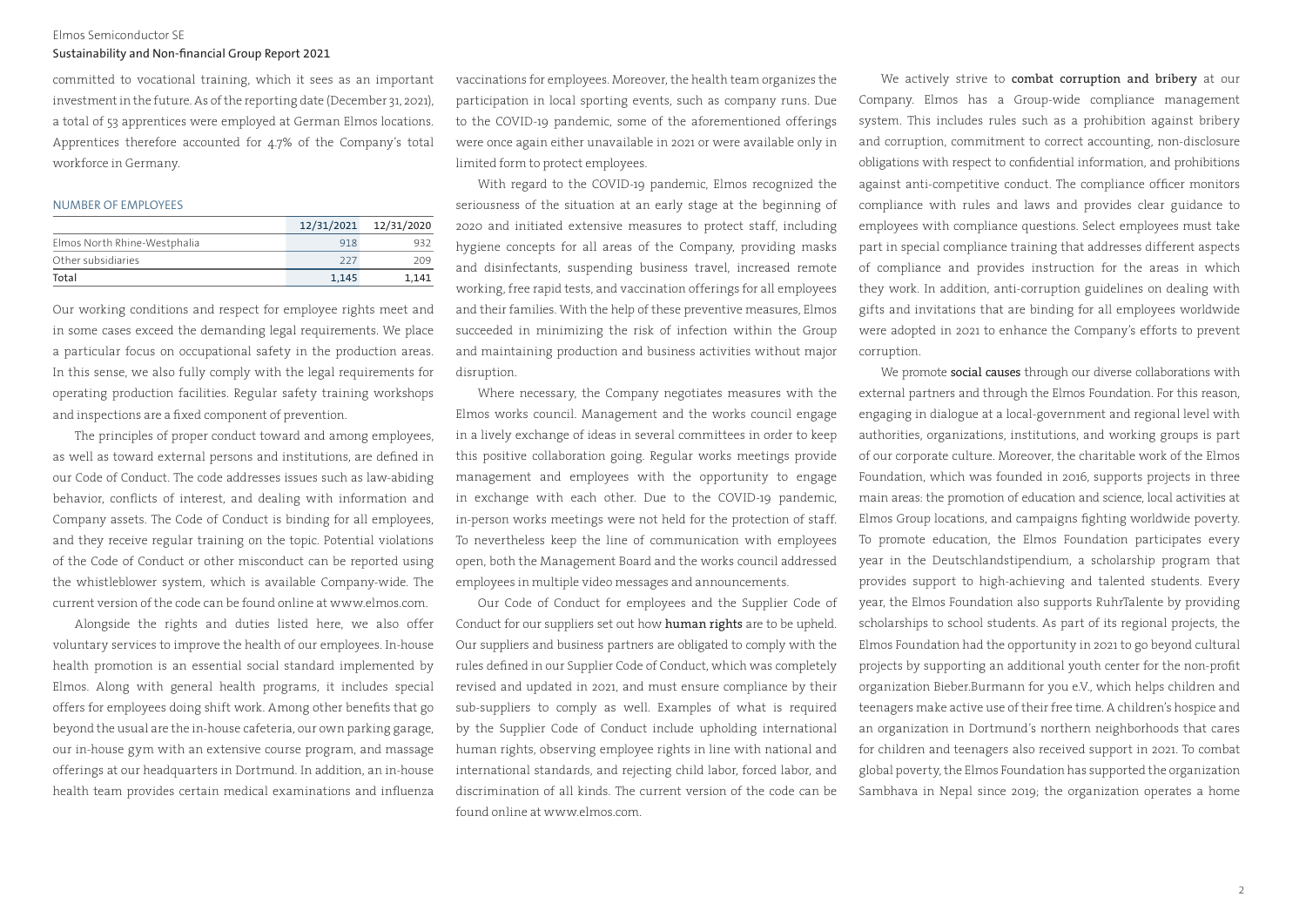committed to vocational training, which it sees as an important investment in the future. As of the reporting date (December 31, 2021), a total of 53 apprentices were employed at German Elmos locations. Apprentices therefore accounted for 4.7% of the Company's total workforce in Germany.

NUMBER OF EMPLOYEES

| | 12/31/2021 | 12/31/2020 |
|---|---|---|
| Elmos North Rhine-Westphalia | 918 | 932 |
| Other subsidiaries | 227 | 209 |
| Total | 1,145 | 1,141 |

Our working conditions and respect for employee rights meet and in some cases exceed the demanding legal requirements. We place a particular focus on occupational safety in the production areas. In this sense, we also fully comply with the legal requirements for operating production facilities. Regular safety training workshops and inspections are a fixed component of prevention.

The principles of proper conduct toward and among employees, as well as toward external persons and institutions, are defined in our Code of Conduct. The code addresses issues such as law-abiding behavior, conflicts of interest, and dealing with information and Company assets. The Code of Conduct is binding for all employees, and they receive regular training on the topic. Potential violations of the Code of Conduct or other misconduct can be reported using the whistleblower system, which is available Company-wide. The current version of the code can be found online at www.elmos.com.

Alongside the rights and duties listed here, we also offer voluntary services to improve the health of our employees. In-house health promotion is an essential social standard implemented by Elmos. Along with general health programs, it includes special offers for employees doing shift work. Among other benefits that go beyond the usual are the in-house cafeteria, our own parking garage, our in-house gym with an extensive course program, and massage offerings at our headquarters in Dortmund. In addition, an in-house health team provides certain medical examinations and influenza vaccinations for employees. Moreover, the health team organizes the participation in local sporting events, such as company runs. Due to the COVID-19 pandemic, some of the aforementioned offerings were once again either unavailable in 2021 or were available only in limited form to protect employees.

With regard to the COVID-19 pandemic, Elmos recognized the seriousness of the situation at an early stage at the beginning of 2020 and initiated extensive measures to protect staff, including hygiene concepts for all areas of the Company, providing masks and disinfectants, suspending business travel, increased remote working, free rapid tests, and vaccination offerings for all employees and their families. With the help of these preventive measures, Elmos succeeded in minimizing the risk of infection within the Group and maintaining production and business activities without major disruption.

Where necessary, the Company negotiates measures with the Elmos works council. Management and the works council engage in a lively exchange of ideas in several committees in order to keep this positive collaboration going. Regular works meetings provide management and employees with the opportunity to engage in exchange with each other. Due to the COVID-19 pandemic, in-person works meetings were not held for the protection of staff. To nevertheless keep the line of communication with employees open, both the Management Board and the works council addressed employees in multiple video messages and announcements.

Our Code of Conduct for employees and the Supplier Code of Conduct for our suppliers set out how **human rights** are to be upheld. Our suppliers and business partners are obligated to comply with the rules defined in our Supplier Code of Conduct, which was completely revised and updated in 2021, and must ensure compliance by their sub-suppliers to comply as well. Examples of what is required by the Supplier Code of Conduct include upholding international human rights, observing employee rights in line with national and international standards, and rejecting child labor, forced labor, and discrimination of all kinds. The current version of the code can be found online at www.elmos.com.

We actively strive to **combat corruption and bribery** at our Company. Elmos has a Group-wide compliance management system. This includes rules such as a prohibition against bribery and corruption, commitment to correct accounting, non-disclosure obligations with respect to confidential information, and prohibitions against anti-competitive conduct. The compliance officer monitors compliance with rules and laws and provides clear guidance to employees with compliance questions. Select employees must take part in special compliance training that addresses different aspects of compliance and provides instruction for the areas in which they work. In addition, anti-corruption guidelines on dealing with gifts and invitations that are binding for all employees worldwide were adopted in 2021 to enhance the Company's efforts to prevent corruption.

We promote **social causes** through our diverse collaborations with external partners and through the Elmos Foundation. For this reason, engaging in dialogue at a local-government and regional level with authorities, organizations, institutions, and working groups is part of our corporate culture. Moreover, the charitable work of the Elmos Foundation, which was founded in 2016, supports projects in three main areas: the promotion of education and science, local activities at Elmos Group locations, and campaigns fighting worldwide poverty. To promote education, the Elmos Foundation participates every year in the Deutschlandstipendium, a scholarship program that provides support to high-achieving and talented students. Every year, the Elmos Foundation also supports RuhrTalente by providing scholarships to school students. As part of its regional projects, the Elmos Foundation had the opportunity in 2021 to go beyond cultural projects by supporting an additional youth center for the non-profit organization Bieber.Burmann for you e.V., which helps children and teenagers make active use of their free time. A children's hospice and an organization in Dortmund's northern neighborhoods that cares for children and teenagers also received support in 2021. To combat global poverty, the Elmos Foundation has supported the organization Sambhava in Nepal since 2019; the organization operates a home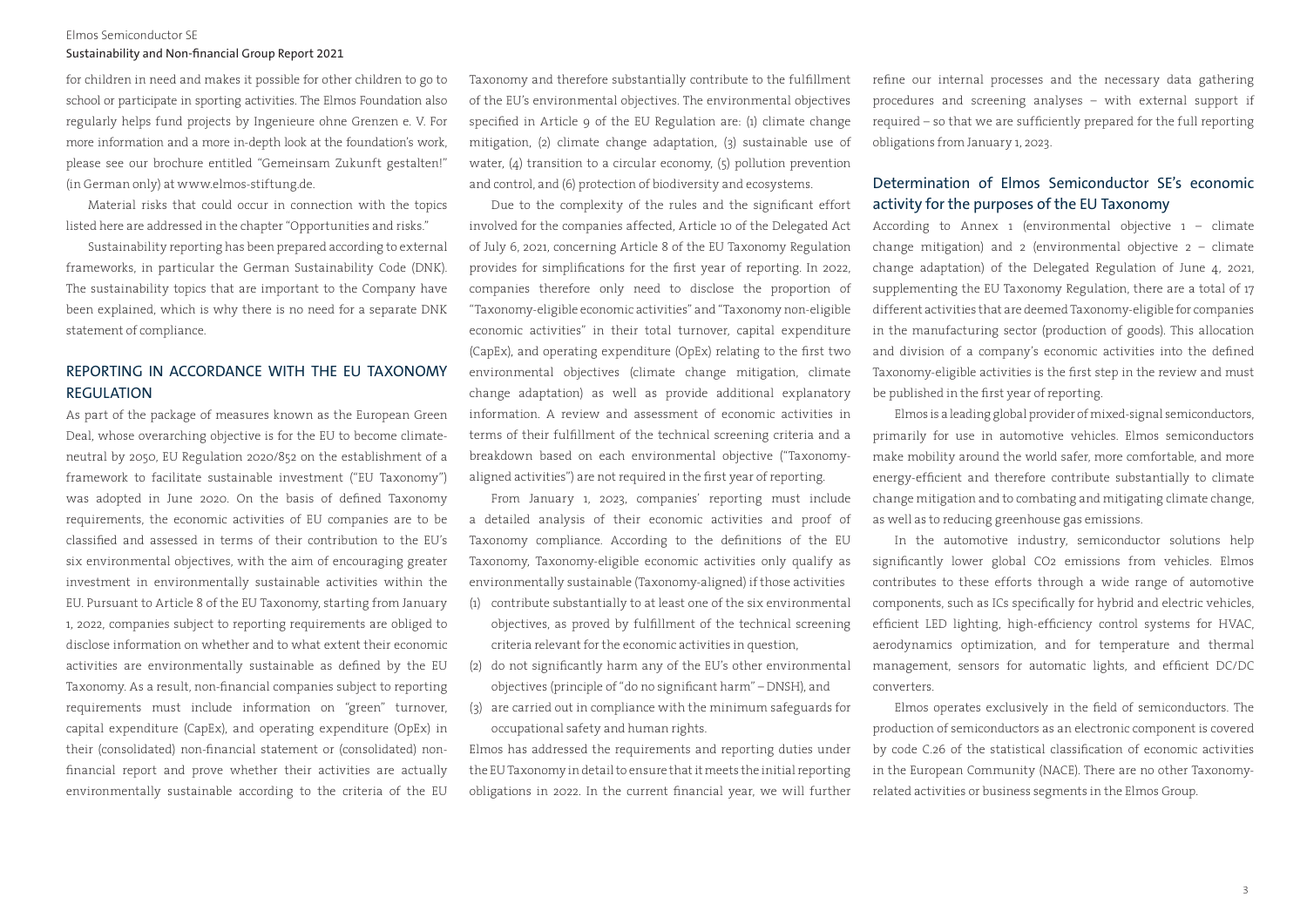for children in need and makes it possible for other children to go to school or participate in sporting activities. The Elmos Foundation also regularly helps fund projects by Ingenieure ohne Grenzen e. V. For more information and a more in-depth look at the foundation's work, please see our brochure entitled "Gemeinsam Zukunft gestalten!" (in German only) at www.elmos-stiftung.de.

Material risks that could occur in connection with the topics listed here are addressed in the chapter "Opportunities and risks."

Sustainability reporting has been prepared according to external frameworks, in particular the German Sustainability Code (DNK). The sustainability topics that are important to the Company have been explained, which is why there is no need for a separate DNK statement of compliance.

## REPORTING IN ACCORDANCE WITH THE EU TAXONOMY REGULATION

As part of the package of measures known as the European Green Deal, whose overarching objective is for the EU to become climate-neutral by 2050, EU Regulation 2020/852 on the establishment of a framework to facilitate sustainable investment ("EU Taxonomy") was adopted in June 2020. On the basis of defined Taxonomy requirements, the economic activities of EU companies are to be classified and assessed in terms of their contribution to the EU's six environmental objectives, with the aim of encouraging greater investment in environmentally sustainable activities within the EU. Pursuant to Article 8 of the EU Taxonomy, starting from January 1, 2022, companies subject to reporting requirements are obliged to disclose information on whether and to what extent their economic activities are environmentally sustainable as defined by the EU Taxonomy. As a result, non-financial companies subject to reporting requirements must include information on "green" turnover, capital expenditure (CapEx), and operating expenditure (OpEx) in their (consolidated) non-financial statement or (consolidated) non-financial report and prove whether their activities are actually environmentally sustainable according to the criteria of the EU Taxonomy and therefore substantially contribute to the fulfillment of the EU's environmental objectives. The environmental objectives specified in Article 9 of the EU Regulation are: (1) climate change mitigation, (2) climate change adaptation, (3) sustainable use of water, (4) transition to a circular economy, (5) pollution prevention and control, and (6) protection of biodiversity and ecosystems.

Due to the complexity of the rules and the significant effort involved for the companies affected, Article 10 of the Delegated Act of July 6, 2021, concerning Article 8 of the EU Taxonomy Regulation provides for simplifications for the first year of reporting. In 2022, companies therefore only need to disclose the proportion of "Taxonomy-eligible economic activities" and "Taxonomy non-eligible economic activities" in their total turnover, capital expenditure (CapEx), and operating expenditure (OpEx) relating to the first two environmental objectives (climate change mitigation, climate change adaptation) as well as provide additional explanatory information. A review and assessment of economic activities in terms of their fulfillment of the technical screening criteria and a breakdown based on each environmental objective ("Taxonomy-aligned activities") are not required in the first year of reporting.

From January 1, 2023, companies' reporting must include a detailed analysis of their economic activities and proof of Taxonomy compliance. According to the definitions of the EU Taxonomy, Taxonomy-eligible economic activities only qualify as environmentally sustainable (Taxonomy-aligned) if those activities

(1) contribute substantially to at least one of the six environmental objectives, as proved by fulfillment of the technical screening criteria relevant for the economic activities in question,
(2) do not significantly harm any of the EU's other environmental objectives (principle of "do no significant harm" – DNSH), and
(3) are carried out in compliance with the minimum safeguards for occupational safety and human rights.

Elmos has addressed the requirements and reporting duties under the EU Taxonomy in detail to ensure that it meets the initial reporting obligations in 2022. In the current financial year, we will further refine our internal processes and the necessary data gathering procedures and screening analyses – with external support if required – so that we are sufficiently prepared for the full reporting obligations from January 1, 2023.

### Determination of Elmos Semiconductor SE's economic activity for the purposes of the EU Taxonomy

According to Annex 1 (environmental objective 1 – climate change mitigation) and 2 (environmental objective 2 – climate change adaptation) of the Delegated Regulation of June 4, 2021, supplementing the EU Taxonomy Regulation, there are a total of 17 different activities that are deemed Taxonomy-eligible for companies in the manufacturing sector (production of goods). This allocation and division of a company's economic activities into the defined Taxonomy-eligible activities is the first step in the review and must be published in the first year of reporting.

Elmos is a leading global provider of mixed-signal semiconductors, primarily for use in automotive vehicles. Elmos semiconductors make mobility around the world safer, more comfortable, and more energy-efficient and therefore contribute substantially to climate change mitigation and to combating and mitigating climate change, as well as to reducing greenhouse gas emissions.

In the automotive industry, semiconductor solutions help significantly lower global $CO_2$ emissions from vehicles. Elmos contributes to these efforts through a wide range of automotive components, such as ICs specifically for hybrid and electric vehicles, efficient LED lighting, high-efficiency control systems for HVAC, aerodynamics optimization, and for temperature and thermal management, sensors for automatic lights, and efficient DC/DC converters.

Elmos operates exclusively in the field of semiconductors. The production of semiconductors as an electronic component is covered by code C.26 of the statistical classification of economic activities in the European Community (NACE). There are no other Taxonomy-related activities or business segments in the Elmos Group.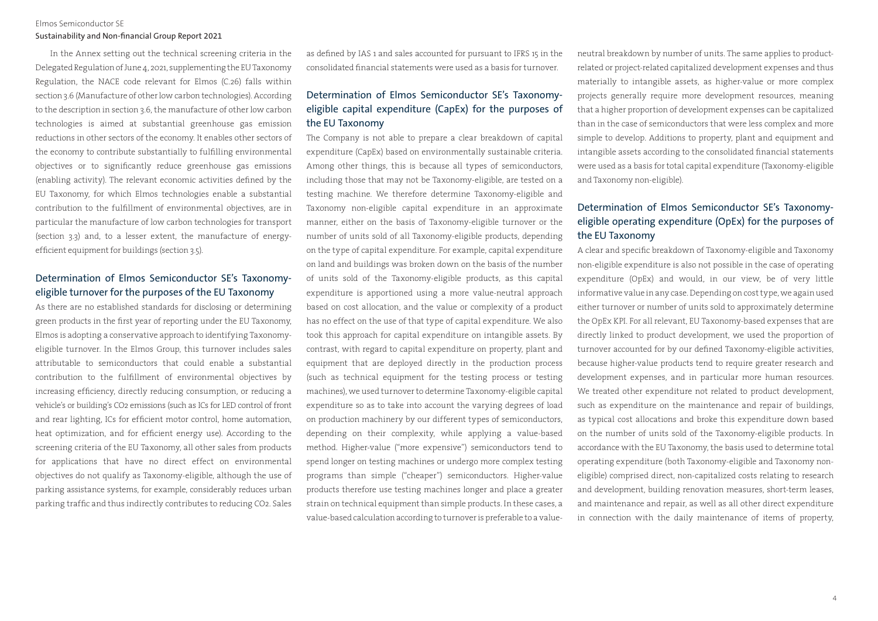In the Annex setting out the technical screening criteria in the Delegated Regulation of June 4, 2021, supplementing the EU Taxonomy Regulation, the NACE code relevant for Elmos (C.26) falls within section 3.6 (Manufacture of other low carbon technologies). According to the description in section 3.6, the manufacture of other low carbon technologies is aimed at substantial greenhouse gas emission reductions in other sectors of the economy. It enables other sectors of the economy to contribute substantially to fulfilling environmental objectives or to significantly reduce greenhouse gas emissions (enabling activity). The relevant economic activities defined by the EU Taxonomy, for which Elmos technologies enable a substantial contribution to the fulfillment of environmental objectives, are in particular the manufacture of low carbon technologies for transport (section 3.3) and, to a lesser extent, the manufacture of energy-efficient equipment for buildings (section 3.5).

## Determination of Elmos Semiconductor SE's Taxonomy-eligible turnover for the purposes of the EU Taxonomy

As there are no established standards for disclosing or determining green products in the first year of reporting under the EU Taxonomy, Elmos is adopting a conservative approach to identifying Taxonomy-eligible turnover. In the Elmos Group, this turnover includes sales attributable to semiconductors that could enable a substantial contribution to the fulfillment of environmental objectives by increasing efficiency, directly reducing consumption, or reducing a vehicle's or building's $CO_2$ emissions (such as ICs for LED control of front and rear lighting, ICs for efficient motor control, home automation, heat optimization, and for efficient energy use). According to the screening criteria of the EU Taxonomy, all other sales from products for applications that have no direct effect on environmental objectives do not qualify as Taxonomy-eligible, although the use of parking assistance systems, for example, considerably reduces urban parking traffic and thus indirectly contributes to reducing $CO_2$. Sales as defined by IAS 1 and sales accounted for pursuant to IFRS 15 in the consolidated financial statements were used as a basis for turnover.

## Determination of Elmos Semiconductor SE's Taxonomy-eligible capital expenditure (CapEx) for the purposes of the EU Taxonomy

The Company is not able to prepare a clear breakdown of capital expenditure (CapEx) based on environmentally sustainable criteria. Among other things, this is because all types of semiconductors, including those that may not be Taxonomy-eligible, are tested on a testing machine. We therefore determine Taxonomy-eligible and Taxonomy non-eligible capital expenditure in an approximate manner, either on the basis of Taxonomy-eligible turnover or the number of units sold of all Taxonomy-eligible products, depending on the type of capital expenditure. For example, capital expenditure on land and buildings was broken down on the basis of the number of units sold of the Taxonomy-eligible products, as this capital expenditure is apportioned using a more value-neutral approach based on cost allocation, and the value or complexity of a product has no effect on the use of that type of capital expenditure. We also took this approach for capital expenditure on intangible assets. By contrast, with regard to capital expenditure on property, plant and equipment that are deployed directly in the production process (such as technical equipment for the testing process or testing machines), we used turnover to determine Taxonomy-eligible capital expenditure so as to take into account the varying degrees of load on production machinery by our different types of semiconductors, depending on their complexity, while applying a value-based method. Higher-value ("more expensive") semiconductors tend to spend longer on testing machines or undergo more complex testing programs than simple ("cheaper") semiconductors. Higher-value products therefore use testing machines longer and place a greater strain on technical equipment than simple products. In these cases, a value-based calculation according to turnover is preferable to a value-neutral breakdown by number of units. The same applies to product-related or project-related capitalized development expenses and thus materially to intangible assets, as higher-value or more complex projects generally require more development resources, meaning that a higher proportion of development expenses can be capitalized than in the case of semiconductors that were less complex and more simple to develop. Additions to property, plant and equipment and intangible assets according to the consolidated financial statements were used as a basis for total capital expenditure (Taxonomy-eligible and Taxonomy non-eligible).

## Determination of Elmos Semiconductor SE's Taxonomy-eligible operating expenditure (OpEx) for the purposes of the EU Taxonomy

A clear and specific breakdown of Taxonomy-eligible and Taxonomy non-eligible expenditure is also not possible in the case of operating expenditure (OpEx) and would, in our view, be of very little informative value in any case. Depending on cost type, we again used either turnover or number of units sold to approximately determine the OpEx KPI. For all relevant, EU Taxonomy-based expenses that are directly linked to product development, we used the proportion of turnover accounted for by our defined Taxonomy-eligible activities, because higher-value products tend to require greater research and development expenses, and in particular more human resources. We treated other expenditure not related to product development, such as expenditure on the maintenance and repair of buildings, as typical cost allocations and broke this expenditure down based on the number of units sold of the Taxonomy-eligible products. In accordance with the EU Taxonomy, the basis used to determine total operating expenditure (both Taxonomy-eligible and Taxonomy non-eligible) comprised direct, non-capitalized costs relating to research and development, building renovation measures, short-term leases, and maintenance and repair, as well as all other direct expenditure in connection with the daily maintenance of items of property,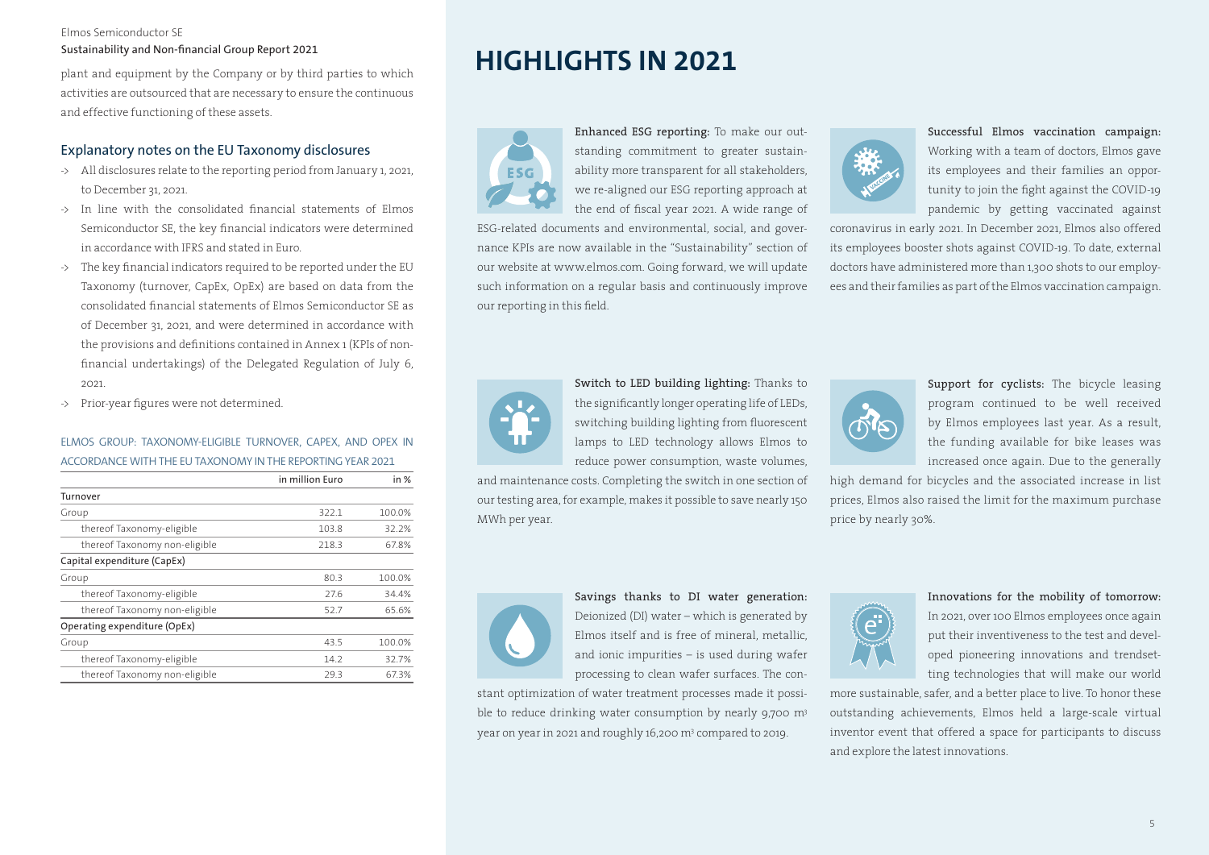plant and equipment by the Company or by third parties to which activities are outsourced that are necessary to ensure the continuous and effective functioning of these assets.

### Explanatory notes on the EU Taxonomy disclosures

- All disclosures relate to the reporting period from January 1, 2021, to December 31, 2021.
- In line with the consolidated financial statements of Elmos Semiconductor SE, the key financial indicators were determined in accordance with IFRS and stated in Euro.
- The key financial indicators required to be reported under the EU Taxonomy (turnover, CapEx, OpEx) are based on data from the consolidated financial statements of Elmos Semiconductor SE as of December 31, 2021, and were determined in accordance with the provisions and definitions contained in Annex 1 (KPIs of non-financial undertakings) of the Delegated Regulation of July 6, 2021.
- Prior-year figures were not determined.

ELMOS GROUP: TAXONOMY-ELIGIBLE TURNOVER, CAPEX, AND OPEX IN ACCORDANCE WITH THE EU TAXONOMY IN THE REPORTING YEAR 2021

| | in million Euro | in % |
|---|---|---|
| Turnover | | |
| Group | 322.1 | 100.0% |
| thereof Taxonomy-eligible | 103.8 | 32.2% |
| thereof Taxonomy non-eligible | 218.3 | 67.8% |
| Capital expenditure (CapEx) | | |
| Group | 80.3 | 100.0% |
| thereof Taxonomy-eligible | 27.6 | 34.4% |
| thereof Taxonomy non-eligible | 52.7 | 65.6% |
| Operating expenditure (OpEx) | | |
| Group | 43.5 | 100.0% |
| thereof Taxonomy-eligible | 14.2 | 32.7% |
| thereof Taxonomy non-eligible | 29.3 | 67.3% |

# HIGHLIGHTS IN 2021

**Enhanced ESG reporting:** To make our outstanding commitment to greater sustainability more transparent for all stakeholders, we re-aligned our ESG reporting approach at the end of fiscal year 2021. A wide range of ESG-related documents and environmental, social, and governance KPIs are now available in the "Sustainability" section of our website at www.elmos.com. Going forward, we will update such information on a regular basis and continuously improve our reporting in this field.

**Successful Elmos vaccination campaign:** Working with a team of doctors, Elmos gave its employees and their families an opportunity to join the fight against the COVID-19 pandemic by getting vaccinated against coronavirus in early 2021. In December 2021, Elmos also offered its employees booster shots against COVID-19. To date, external doctors have administered more than 1,300 shots to our employees and their families as part of the Elmos vaccination campaign.

**Switch to LED building lighting:** Thanks to the significantly longer operating life of LEDs, switching building lighting from fluorescent lamps to LED technology allows Elmos to reduce power consumption, waste volumes, and maintenance costs. Completing the switch in one section of our testing area, for example, makes it possible to save nearly 150 MWh per year.

**Support for cyclists:** The bicycle leasing program continued to be well received by Elmos employees last year. As a result, the funding available for bike leases was increased once again. Due to the generally high demand for bicycles and the associated increase in list prices, Elmos also raised the limit for the maximum purchase price by nearly 30%.

**Savings thanks to DI water generation:** Deionized (DI) water – which is generated by Elmos itself and is free of mineral, metallic, and ionic impurities – is used during wafer processing to clean wafer surfaces. The constant optimization of water treatment processes made it possible to reduce drinking water consumption by nearly 9,700 $m^3$ year on year in 2021 and roughly 16,200 $m^3$ compared to 2019.

**Innovations for the mobility of tomorrow:** In 2021, over 100 Elmos employees once again put their inventiveness to the test and developed pioneering innovations and trendsetting technologies that will make our world more sustainable, safer, and a better place to live. To honor these outstanding achievements, Elmos held a large-scale virtual inventor event that offered a space for participants to discuss and explore the latest innovations.